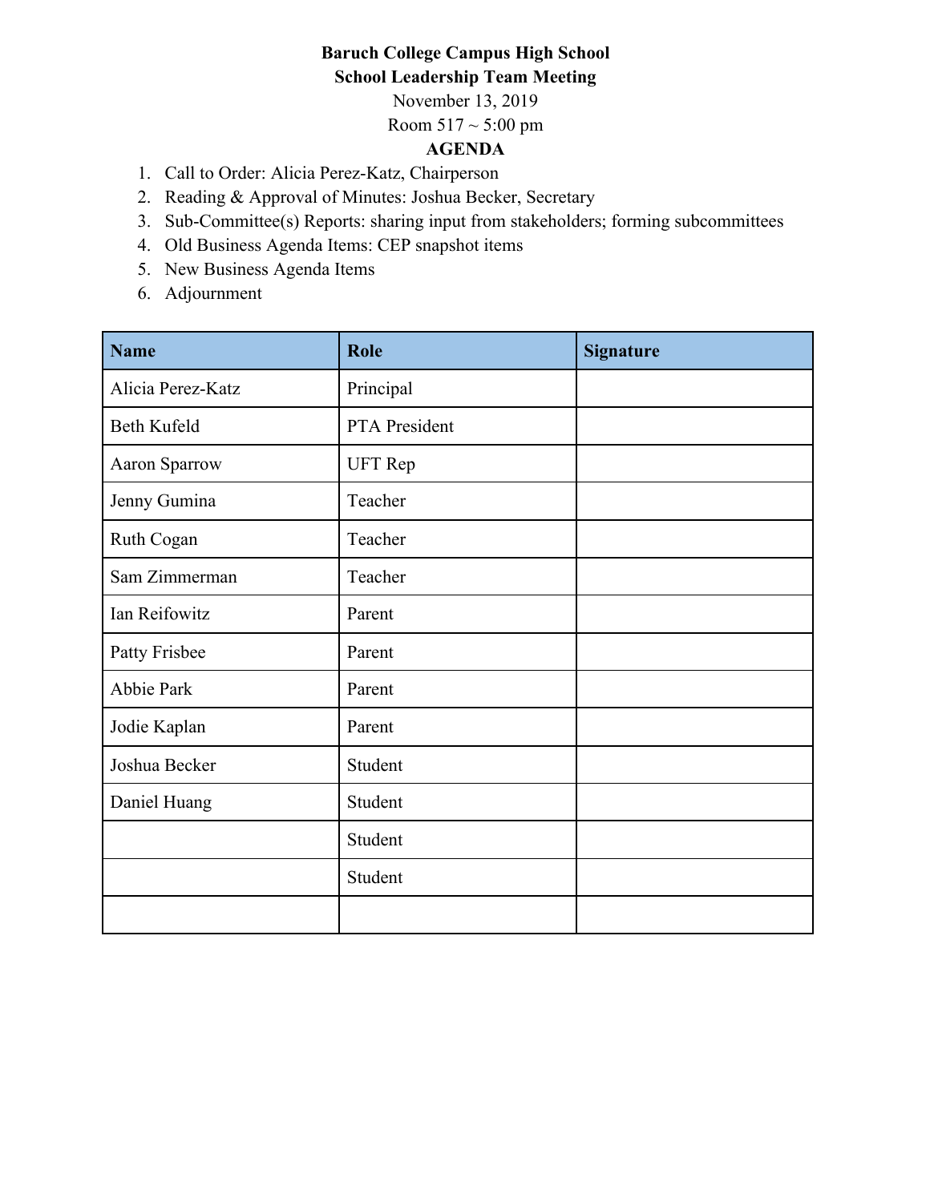**Baruch College Campus High School**

**School Leadership Team Meeting**

November 13, 2019

Room 517 ~ 5:00 pm

**AGENDA**

1. Call to Order: Alicia Perez-Katz, Chairperson
2. Reading & Approval of Minutes: Joshua Becker, Secretary
3. Sub-Committee(s) Reports: sharing input from stakeholders; forming subcommittees
4. Old Business Agenda Items: CEP snapshot items
5. New Business Agenda Items
6. Adjournment

| Name | Role | Signature |
|---|---|---|
| Alicia Perez-Katz | Principal | |
| Beth Kufeld | PTA President | |
| Aaron Sparrow | UFT Rep | |
| Jenny Gumina | Teacher | |
| Ruth Cogan | Teacher | |
| Sam Zimmerman | Teacher | |
| Ian Reifowitz | Parent | |
| Patty Frisbee | Parent | |
| Abbie Park | Parent | |
| Jodie Kaplan | Parent | |
| Joshua Becker | Student | |
| Daniel Huang | Student | |
| | Student | |
| | Student | |
| | | |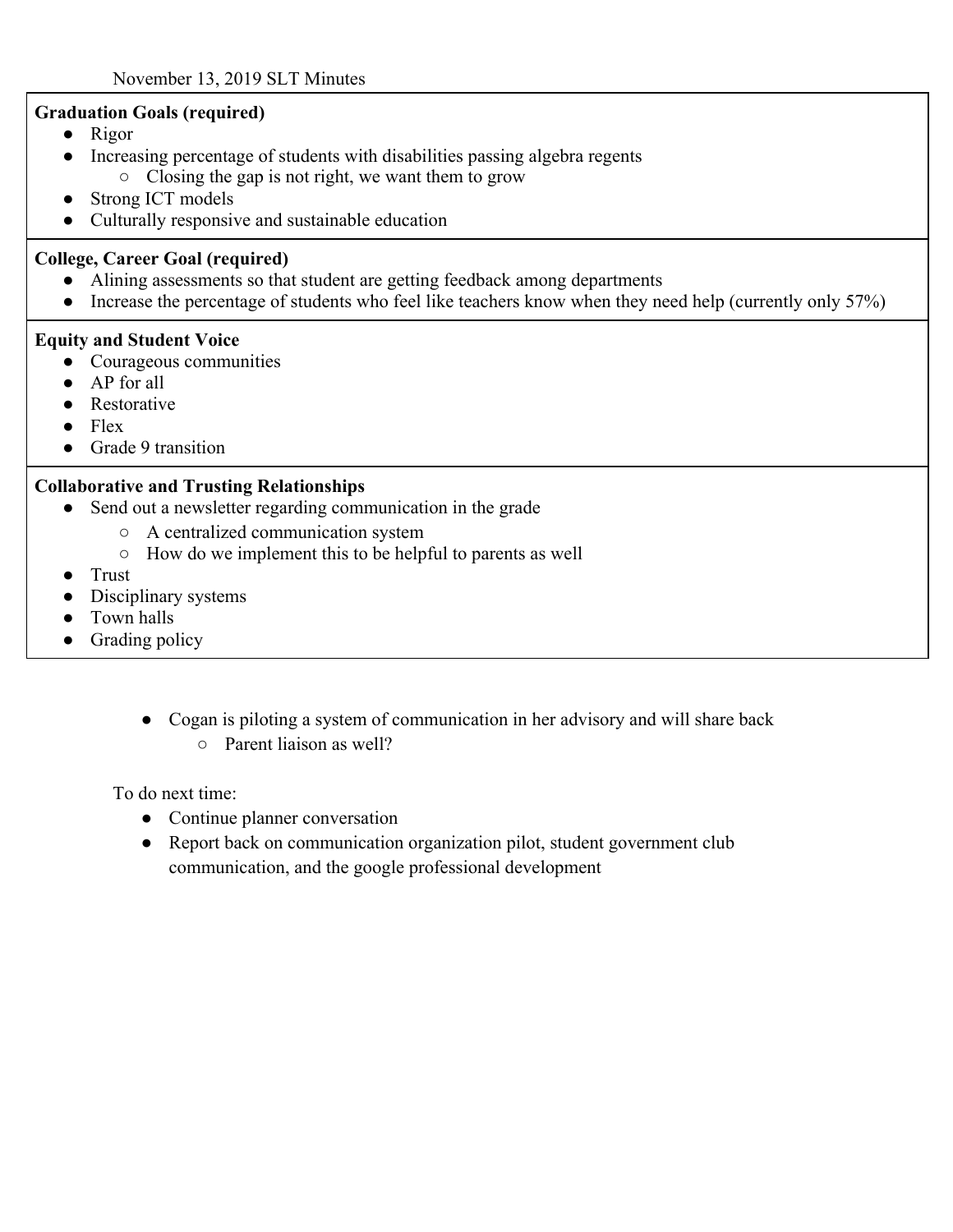November 13, 2019 SLT Minutes

**Graduation Goals (required)**

- Rigor
- Increasing percentage of students with disabilities passing algebra regents
  - Closing the gap is not right, we want them to grow
- Strong ICT models
- Culturally responsive and sustainable education

**College, Career Goal (required)**

- Alining assessments so that student are getting feedback among departments
- Increase the percentage of students who feel like teachers know when they need help (currently only 57%)

**Equity and Student Voice**

- Courageous communities
- AP for all
- Restorative
- Flex
- Grade 9 transition

**Collaborative and Trusting Relationships**

- Send out a newsletter regarding communication in the grade
  - A centralized communication system
  - How do we implement this to be helpful to parents as well
- Trust
- Disciplinary systems
- Town halls
- Grading policy

- Cogan is piloting a system of communication in her advisory and will share back
  - Parent liaison as well?

To do next time:

- Continue planner conversation
- Report back on communication organization pilot, student government club communication, and the google professional development